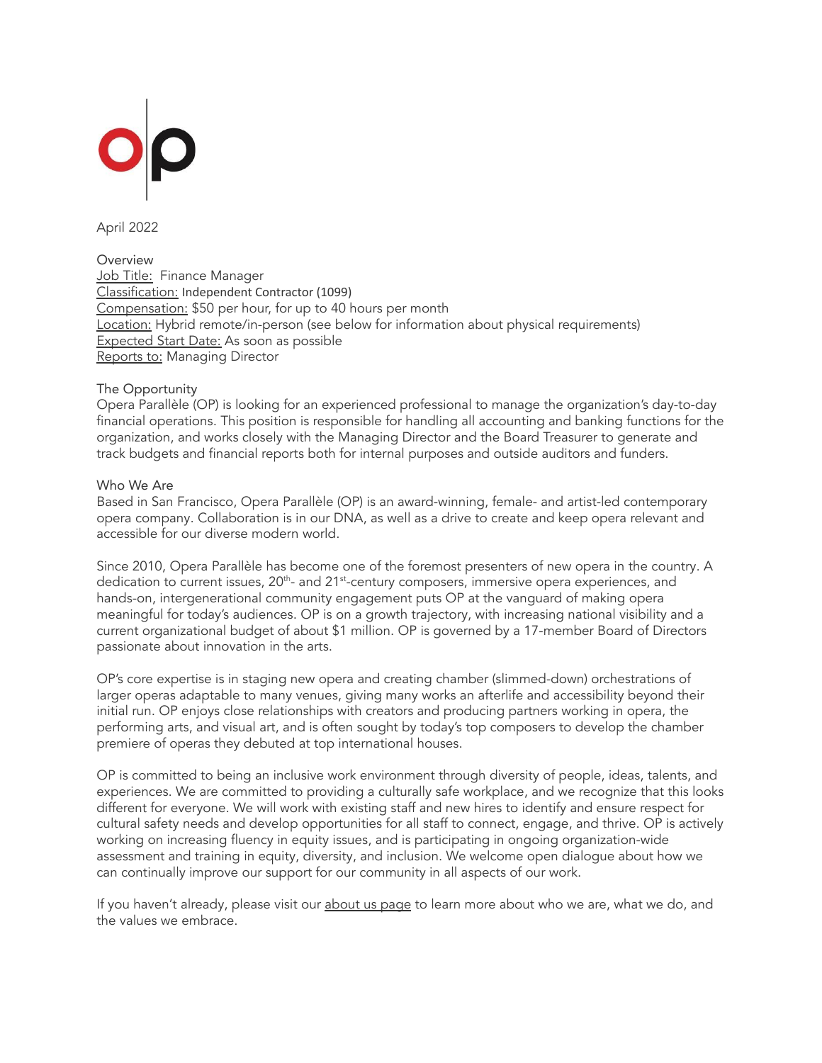April 2022

Overview

Job Title: Finance Manager
Classification: Independent Contractor (1099)
Compensation: $50 per hour, for up to 40 hours per month
Location: Hybrid remote/in-person (see below for information about physical requirements)
Expected Start Date: As soon as possible
Reports to: Managing Director

The Opportunity

Opera Parallèle (OP) is looking for an experienced professional to manage the organization's day-to-day financial operations. This position is responsible for handling all accounting and banking functions for the organization, and works closely with the Managing Director and the Board Treasurer to generate and track budgets and financial reports both for internal purposes and outside auditors and funders.

Who We Are

Based in San Francisco, Opera Parallèle (OP) is an award-winning, female- and artist-led contemporary opera company. Collaboration is in our DNA, as well as a drive to create and keep opera relevant and accessible for our diverse modern world.

Since 2010, Opera Parallèle has become one of the foremost presenters of new opera in the country. A dedication to current issues, 20th- and 21st-century composers, immersive opera experiences, and hands-on, intergenerational community engagement puts OP at the vanguard of making opera meaningful for today's audiences. OP is on a growth trajectory, with increasing national visibility and a current organizational budget of about $1 million. OP is governed by a 17-member Board of Directors passionate about innovation in the arts.

OP's core expertise is in staging new opera and creating chamber (slimmed-down) orchestrations of larger operas adaptable to many venues, giving many works an afterlife and accessibility beyond their initial run. OP enjoys close relationships with creators and producing partners working in opera, the performing arts, and visual art, and is often sought by today's top composers to develop the chamber premiere of operas they debuted at top international houses.

OP is committed to being an inclusive work environment through diversity of people, ideas, talents, and experiences. We are committed to providing a culturally safe workplace, and we recognize that this looks different for everyone. We will work with existing staff and new hires to identify and ensure respect for cultural safety needs and develop opportunities for all staff to connect, engage, and thrive. OP is actively working on increasing fluency in equity issues, and is participating in ongoing organization-wide assessment and training in equity, diversity, and inclusion. We welcome open dialogue about how we can continually improve our support for our community in all aspects of our work.

If you haven't already, please visit our about us page to learn more about who we are, what we do, and the values we embrace.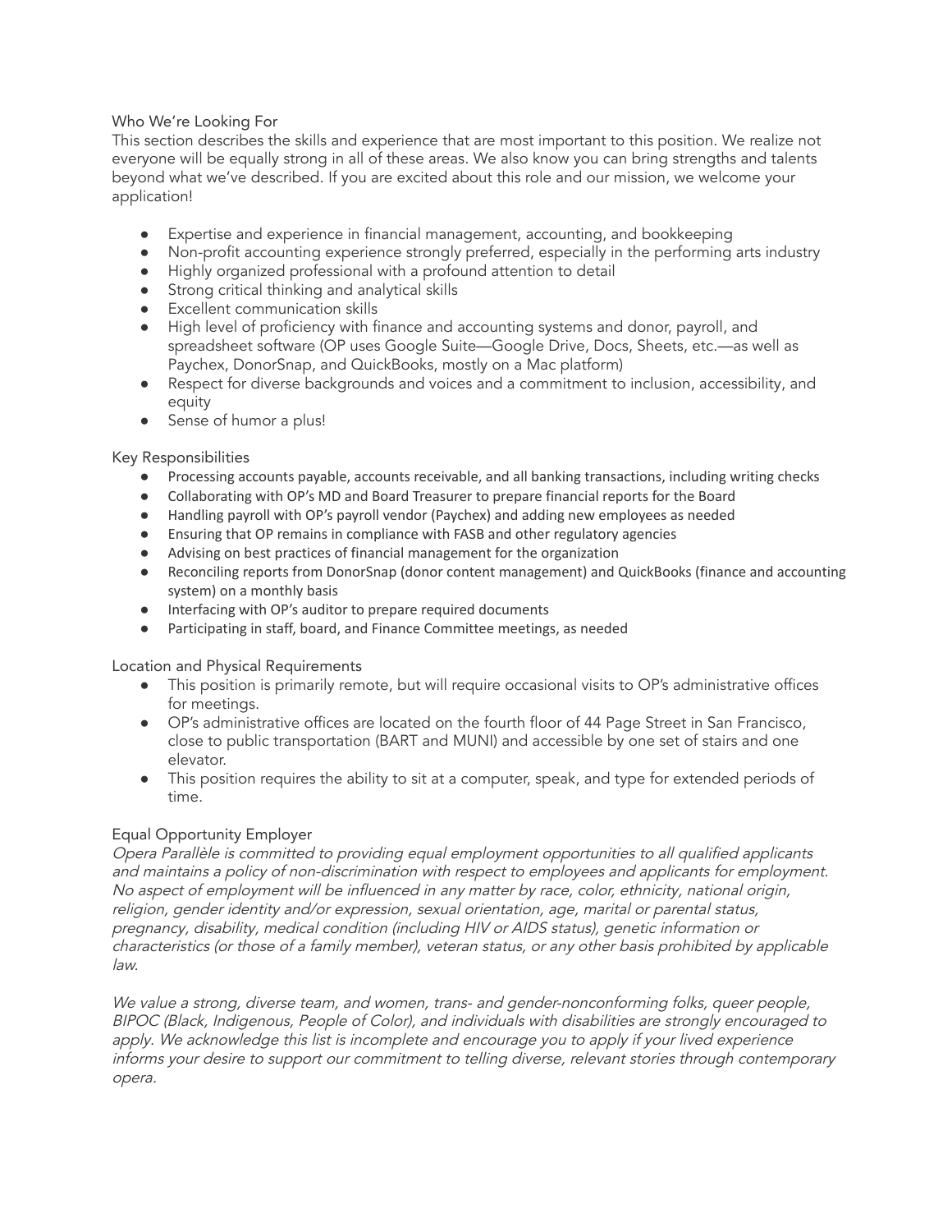## Who We're Looking For

This section describes the skills and experience that are most important to this position. We realize not everyone will be equally strong in all of these areas. We also know you can bring strengths and talents beyond what we've described. If you are excited about this role and our mission, we welcome your application!

- Expertise and experience in financial management, accounting, and bookkeeping
- Non-profit accounting experience strongly preferred, especially in the performing arts industry
- Highly organized professional with a profound attention to detail
- Strong critical thinking and analytical skills
- Excellent communication skills
- High level of proficiency with finance and accounting systems and donor, payroll, and spreadsheet software (OP uses Google Suite—Google Drive, Docs, Sheets, etc.—as well as Paychex, DonorSnap, and QuickBooks, mostly on a Mac platform)
- Respect for diverse backgrounds and voices and a commitment to inclusion, accessibility, and equity
- Sense of humor a plus!

## Key Responsibilities

- Processing accounts payable, accounts receivable, and all banking transactions, including writing checks
- Collaborating with OP's MD and Board Treasurer to prepare financial reports for the Board
- Handling payroll with OP's payroll vendor (Paychex) and adding new employees as needed
- Ensuring that OP remains in compliance with FASB and other regulatory agencies
- Advising on best practices of financial management for the organization
- Reconciling reports from DonorSnap (donor content management) and QuickBooks (finance and accounting system) on a monthly basis
- Interfacing with OP's auditor to prepare required documents
- Participating in staff, board, and Finance Committee meetings, as needed

## Location and Physical Requirements

- This position is primarily remote, but will require occasional visits to OP's administrative offices for meetings.
- OP's administrative offices are located on the fourth floor of 44 Page Street in San Francisco, close to public transportation (BART and MUNI) and accessible by one set of stairs and one elevator.
- This position requires the ability to sit at a computer, speak, and type for extended periods of time.

## Equal Opportunity Employer

*Opera Parallèle is committed to providing equal employment opportunities to all qualified applicants and maintains a policy of non-discrimination with respect to employees and applicants for employment. No aspect of employment will be influenced in any matter by race, color, ethnicity, national origin, religion, gender identity and/or expression, sexual orientation, age, marital or parental status, pregnancy, disability, medical condition (including HIV or AIDS status), genetic information or characteristics (or those of a family member), veteran status, or any other basis prohibited by applicable law.*

*We value a strong, diverse team, and women, trans- and gender-nonconforming folks, queer people, BIPOC (Black, Indigenous, People of Color), and individuals with disabilities are strongly encouraged to apply. We acknowledge this list is incomplete and encourage you to apply if your lived experience informs your desire to support our commitment to telling diverse, relevant stories through contemporary opera.*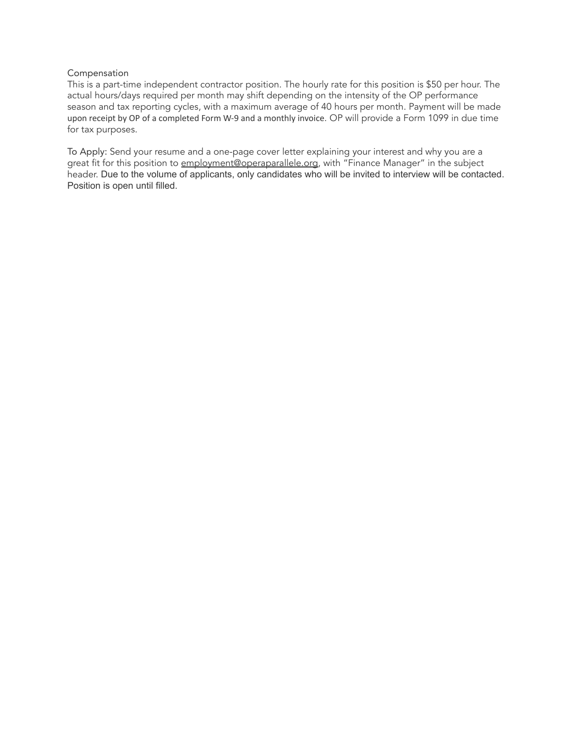## Compensation

This is a part-time independent contractor position. The hourly rate for this position is $50 per hour. The actual hours/days required per month may shift depending on the intensity of the OP performance season and tax reporting cycles, with a maximum average of 40 hours per month. Payment will be made upon receipt by OP of a completed Form W-9 and a monthly invoice. OP will provide a Form 1099 in due time for tax purposes.

To Apply: Send your resume and a one-page cover letter explaining your interest and why you are a great fit for this position to employment@operaparallele.org, with "Finance Manager" in the subject header. Due to the volume of applicants, only candidates who will be invited to interview will be contacted. Position is open until filled.